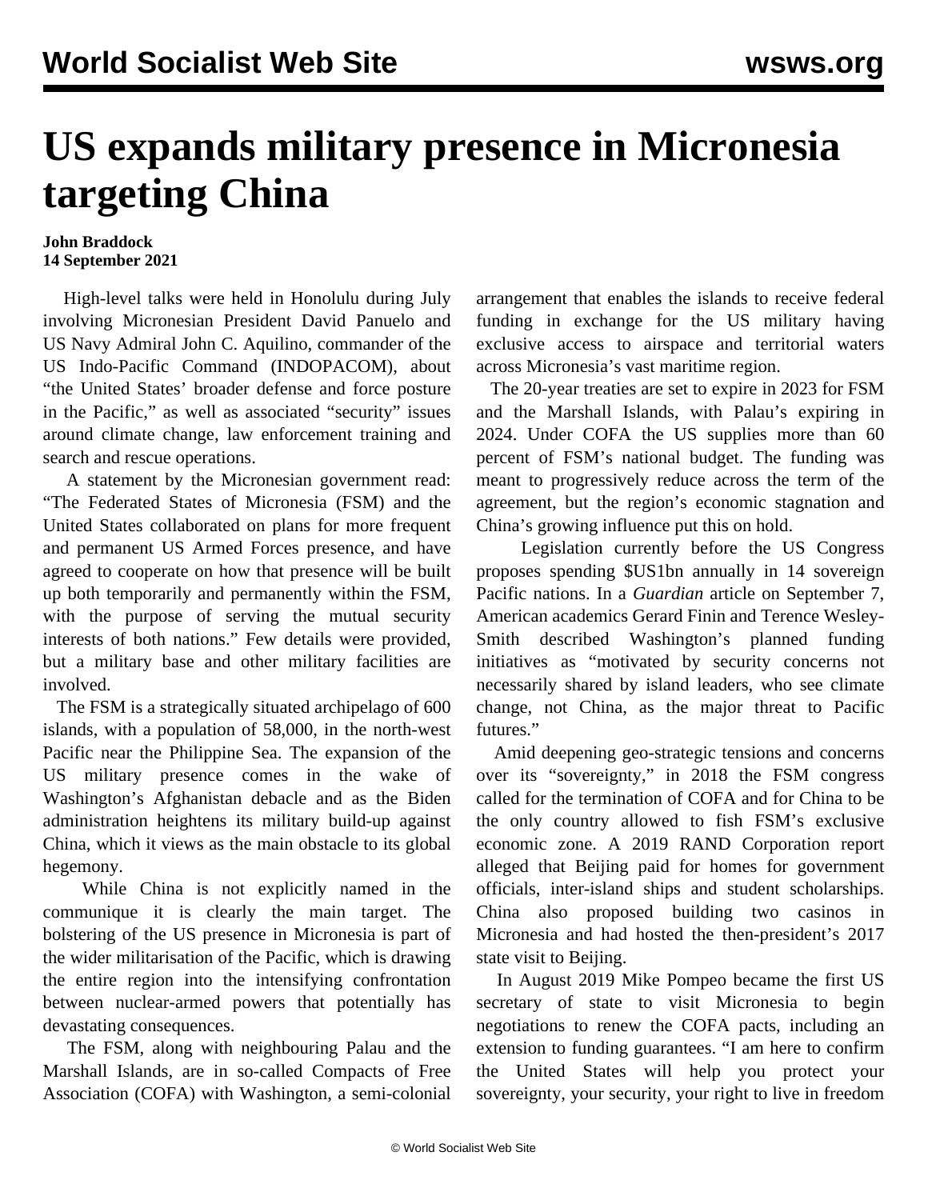# US expands military presence in Micronesia targeting China

**John Braddock**
**14 September 2021**

High-level talks were held in Honolulu during July involving Micronesian President David Panuelo and US Navy Admiral John C. Aquilino, commander of the US Indo-Pacific Command (INDOPACOM), about "the United States' broader defense and force posture in the Pacific," as well as associated "security" issues around climate change, law enforcement training and search and rescue operations.

A statement by the Micronesian government read: "The Federated States of Micronesia (FSM) and the United States collaborated on plans for more frequent and permanent US Armed Forces presence, and have agreed to cooperate on how that presence will be built up both temporarily and permanently within the FSM, with the purpose of serving the mutual security interests of both nations." Few details were provided, but a military base and other military facilities are involved.

The FSM is a strategically situated archipelago of 600 islands, with a population of 58,000, in the north-west Pacific near the Philippine Sea. The expansion of the US military presence comes in the wake of Washington's Afghanistan debacle and as the Biden administration heightens its military build-up against China, which it views as the main obstacle to its global hegemony.

While China is not explicitly named in the communique it is clearly the main target. The bolstering of the US presence in Micronesia is part of the wider militarisation of the Pacific, which is drawing the entire region into the intensifying confrontation between nuclear-armed powers that potentially has devastating consequences.

The FSM, along with neighbouring Palau and the Marshall Islands, are in so-called Compacts of Free Association (COFA) with Washington, a semi-colonial arrangement that enables the islands to receive federal funding in exchange for the US military having exclusive access to airspace and territorial waters across Micronesia's vast maritime region.

The 20-year treaties are set to expire in 2023 for FSM and the Marshall Islands, with Palau's expiring in 2024. Under COFA the US supplies more than 60 percent of FSM's national budget. The funding was meant to progressively reduce across the term of the agreement, but the region's economic stagnation and China's growing influence put this on hold.

Legislation currently before the US Congress proposes spending $US1bn annually in 14 sovereign Pacific nations. In a *Guardian* article on September 7, American academics Gerard Finin and Terence Wesley-Smith described Washington's planned funding initiatives as "motivated by security concerns not necessarily shared by island leaders, who see climate change, not China, as the major threat to Pacific futures."

Amid deepening geo-strategic tensions and concerns over its "sovereignty," in 2018 the FSM congress called for the termination of COFA and for China to be the only country allowed to fish FSM's exclusive economic zone. A 2019 RAND Corporation report alleged that Beijing paid for homes for government officials, inter-island ships and student scholarships. China also proposed building two casinos in Micronesia and had hosted the then-president's 2017 state visit to Beijing.

In August 2019 Mike Pompeo became the first US secretary of state to visit Micronesia to begin negotiations to renew the COFA pacts, including an extension to funding guarantees. "I am here to confirm the United States will help you protect your sovereignty, your security, your right to live in freedom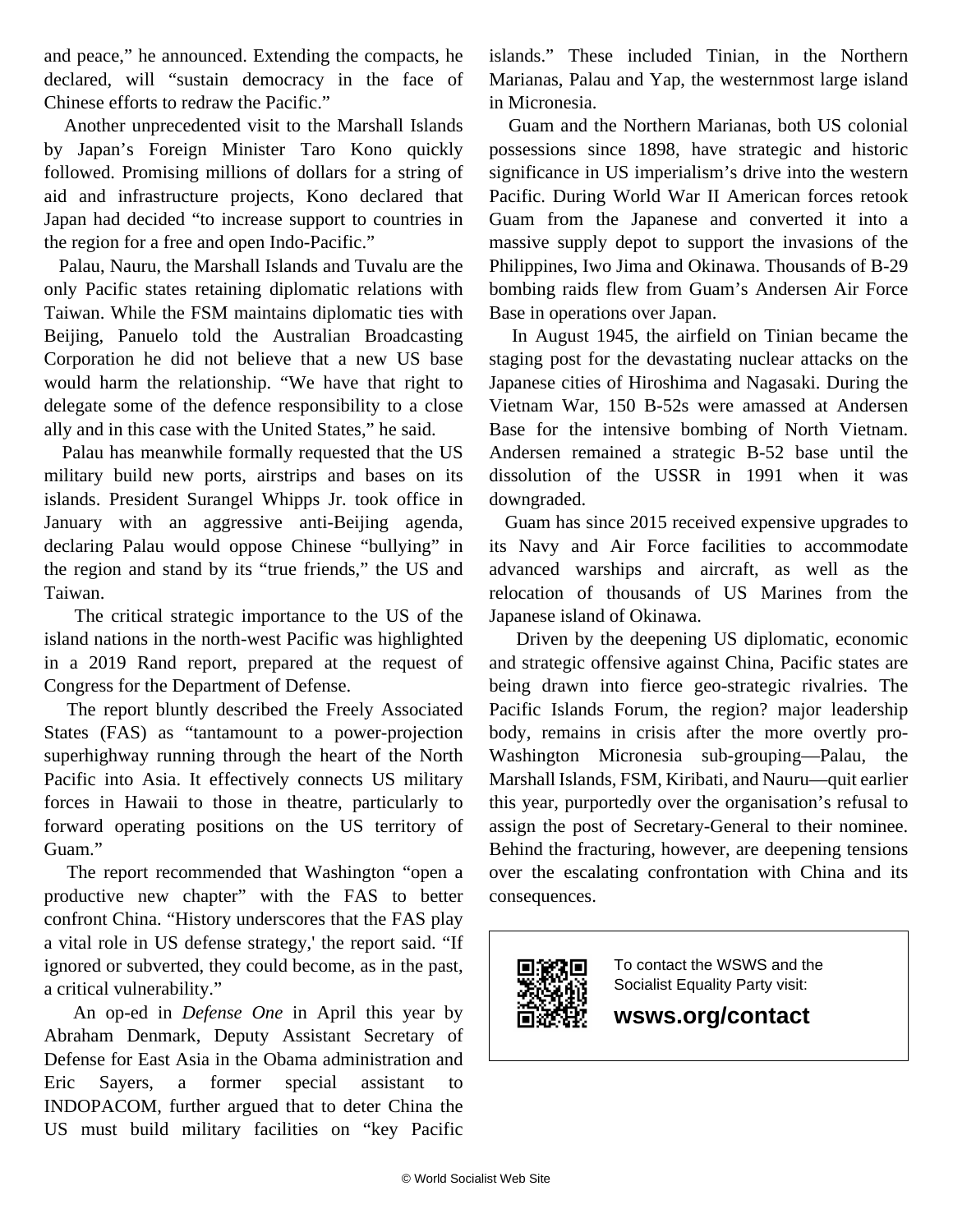and peace," he announced. Extending the compacts, he declared, will "sustain democracy in the face of Chinese efforts to redraw the Pacific."

Another unprecedented visit to the Marshall Islands by Japan's Foreign Minister Taro Kono quickly followed. Promising millions of dollars for a string of aid and infrastructure projects, Kono declared that Japan had decided "to increase support to countries in the region for a free and open Indo-Pacific."

Palau, Nauru, the Marshall Islands and Tuvalu are the only Pacific states retaining diplomatic relations with Taiwan. While the FSM maintains diplomatic ties with Beijing, Panuelo told the Australian Broadcasting Corporation he did not believe that a new US base would harm the relationship. "We have that right to delegate some of the defence responsibility to a close ally and in this case with the United States," he said.

Palau has meanwhile formally requested that the US military build new ports, airstrips and bases on its islands. President Surangel Whipps Jr. took office in January with an aggressive anti-Beijing agenda, declaring Palau would oppose Chinese "bullying" in the region and stand by its "true friends," the US and Taiwan.

The critical strategic importance to the US of the island nations in the north-west Pacific was highlighted in a 2019 Rand report, prepared at the request of Congress for the Department of Defense.

The report bluntly described the Freely Associated States (FAS) as "tantamount to a power-projection superhighway running through the heart of the North Pacific into Asia. It effectively connects US military forces in Hawaii to those in theatre, particularly to forward operating positions on the US territory of Guam."

The report recommended that Washington "open a productive new chapter" with the FAS to better confront China. "History underscores that the FAS play a vital role in US defense strategy,' the report said. "If ignored or subverted, they could become, as in the past, a critical vulnerability."

An op-ed in *Defense One* in April this year by Abraham Denmark, Deputy Assistant Secretary of Defense for East Asia in the Obama administration and Eric Sayers, a former special assistant to INDOPACOM, further argued that to deter China the US must build military facilities on "key Pacific islands." These included Tinian, in the Northern Marianas, Palau and Yap, the westernmost large island in Micronesia.

Guam and the Northern Marianas, both US colonial possessions since 1898, have strategic and historic significance in US imperialism's drive into the western Pacific. During World War II American forces retook Guam from the Japanese and converted it into a massive supply depot to support the invasions of the Philippines, Iwo Jima and Okinawa. Thousands of B-29 bombing raids flew from Guam's Andersen Air Force Base in operations over Japan.

In August 1945, the airfield on Tinian became the staging post for the devastating nuclear attacks on the Japanese cities of Hiroshima and Nagasaki. During the Vietnam War, 150 B-52s were amassed at Andersen Base for the intensive bombing of North Vietnam. Andersen remained a strategic B-52 base until the dissolution of the USSR in 1991 when it was downgraded.

Guam has since 2015 received expensive upgrades to its Navy and Air Force facilities to accommodate advanced warships and aircraft, as well as the relocation of thousands of US Marines from the Japanese island of Okinawa.

Driven by the deepening US diplomatic, economic and strategic offensive against China, Pacific states are being drawn into fierce geo-strategic rivalries. The Pacific Islands Forum, the region? major leadership body, remains in crisis after the more overtly pro-Washington Micronesia sub-grouping—Palau, the Marshall Islands, FSM, Kiribati, and Nauru—quit earlier this year, purportedly over the organisation's refusal to assign the post of Secretary-General to their nominee. Behind the fracturing, however, are deepening tensions over the escalating confrontation with China and its consequences.

To contact the WSWS and the Socialist Equality Party visit:

**wsws.org/contact**